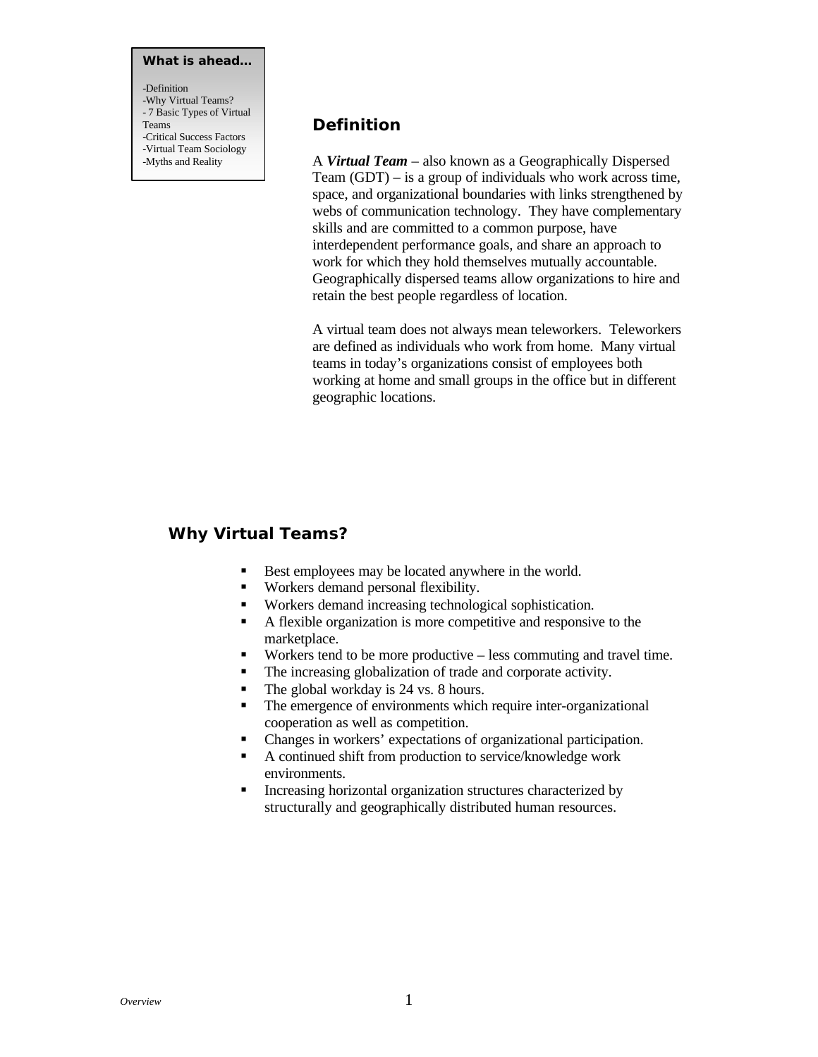**What is ahead…**

-Definition
-Why Virtual Teams?
- 7 Basic Types of Virtual Teams
-Critical Success Factors
-Virtual Team Sociology
-Myths and Reality

## Definition

A ***Virtual Team*** – also known as a Geographically Dispersed Team (GDT) – is a group of individuals who work across time, space, and organizational boundaries with links strengthened by webs of communication technology. They have complementary skills and are committed to a common purpose, have interdependent performance goals, and share an approach to work for which they hold themselves mutually accountable. Geographically dispersed teams allow organizations to hire and retain the best people regardless of location.

A virtual team does not always mean teleworkers. Teleworkers are defined as individuals who work from home. Many virtual teams in today's organizations consist of employees both working at home and small groups in the office but in different geographic locations.

## Why Virtual Teams?

- Best employees may be located anywhere in the world.
- Workers demand personal flexibility.
- Workers demand increasing technological sophistication.
- A flexible organization is more competitive and responsive to the marketplace.
- Workers tend to be more productive – less commuting and travel time.
- The increasing globalization of trade and corporate activity.
- The global workday is 24 vs. 8 hours.
- The emergence of environments which require inter-organizational cooperation as well as competition.
- Changes in workers' expectations of organizational participation.
- A continued shift from production to service/knowledge work environments.
- Increasing horizontal organization structures characterized by structurally and geographically distributed human resources.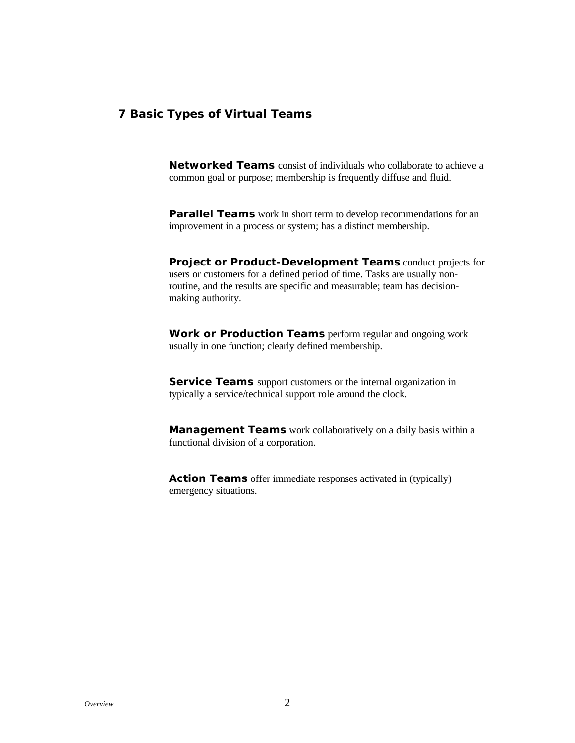## 7 Basic Types of Virtual Teams

**Networked Teams** consist of individuals who collaborate to achieve a common goal or purpose; membership is frequently diffuse and fluid.

**Parallel Teams** work in short term to develop recommendations for an improvement in a process or system; has a distinct membership.

**Project or Product-Development Teams** conduct projects for users or customers for a defined period of time. Tasks are usually non-routine, and the results are specific and measurable; team has decision-making authority.

**Work or Production Teams** perform regular and ongoing work usually in one function; clearly defined membership.

**Service Teams** support customers or the internal organization in typically a service/technical support role around the clock.

**Management Teams** work collaboratively on a daily basis within a functional division of a corporation.

**Action Teams** offer immediate responses activated in (typically) emergency situations.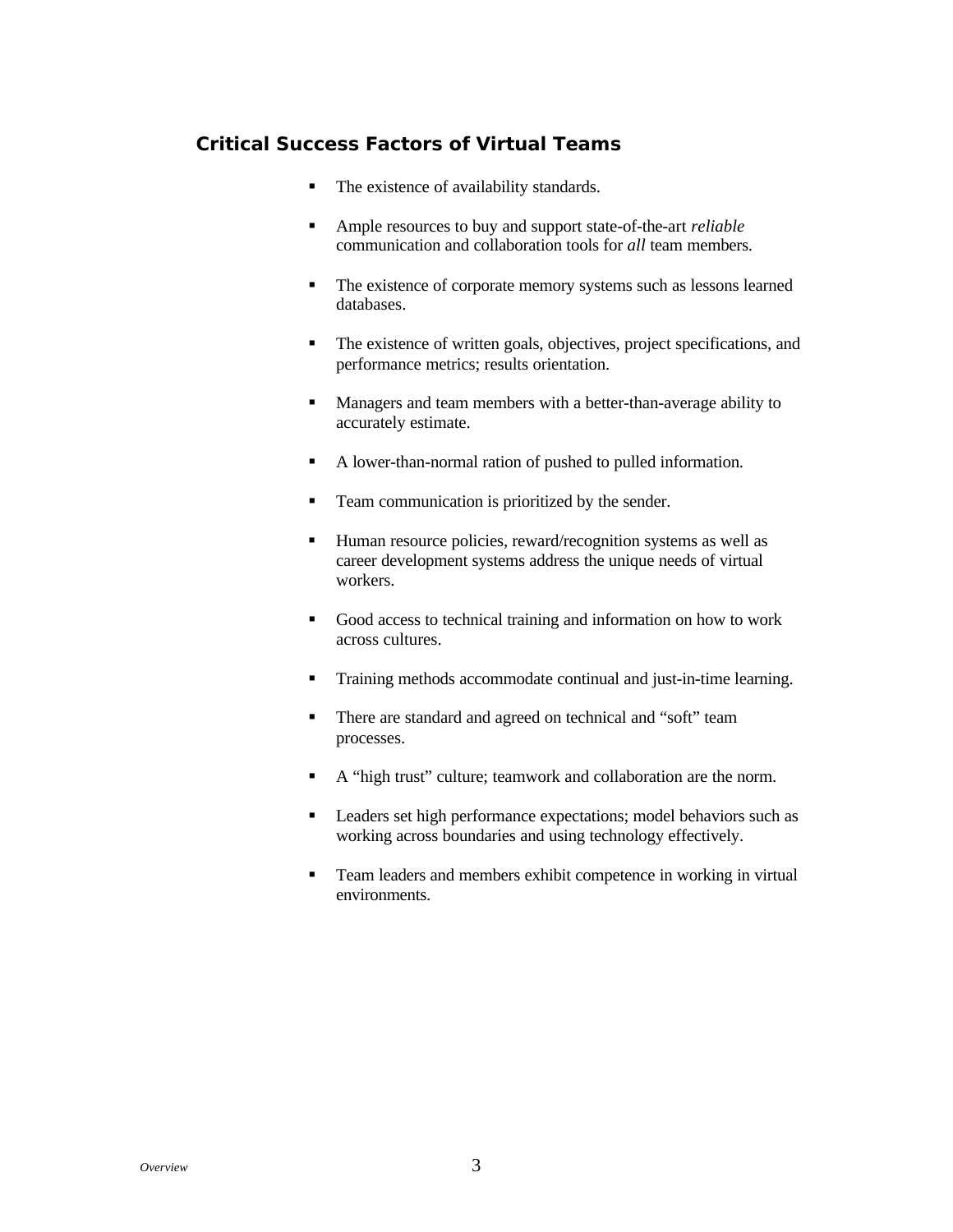## Critical Success Factors of Virtual Teams

- The existence of availability standards.
- Ample resources to buy and support state-of-the-art *reliable* communication and collaboration tools for *all* team members.
- The existence of corporate memory systems such as lessons learned databases.
- The existence of written goals, objectives, project specifications, and performance metrics; results orientation.
- Managers and team members with a better-than-average ability to accurately estimate.
- A lower-than-normal ration of pushed to pulled information.
- Team communication is prioritized by the sender.
- Human resource policies, reward/recognition systems as well as career development systems address the unique needs of virtual workers.
- Good access to technical training and information on how to work across cultures.
- Training methods accommodate continual and just-in-time learning.
- There are standard and agreed on technical and “soft” team processes.
- A “high trust” culture; teamwork and collaboration are the norm.
- Leaders set high performance expectations; model behaviors such as working across boundaries and using technology effectively.
- Team leaders and members exhibit competence in working in virtual environments.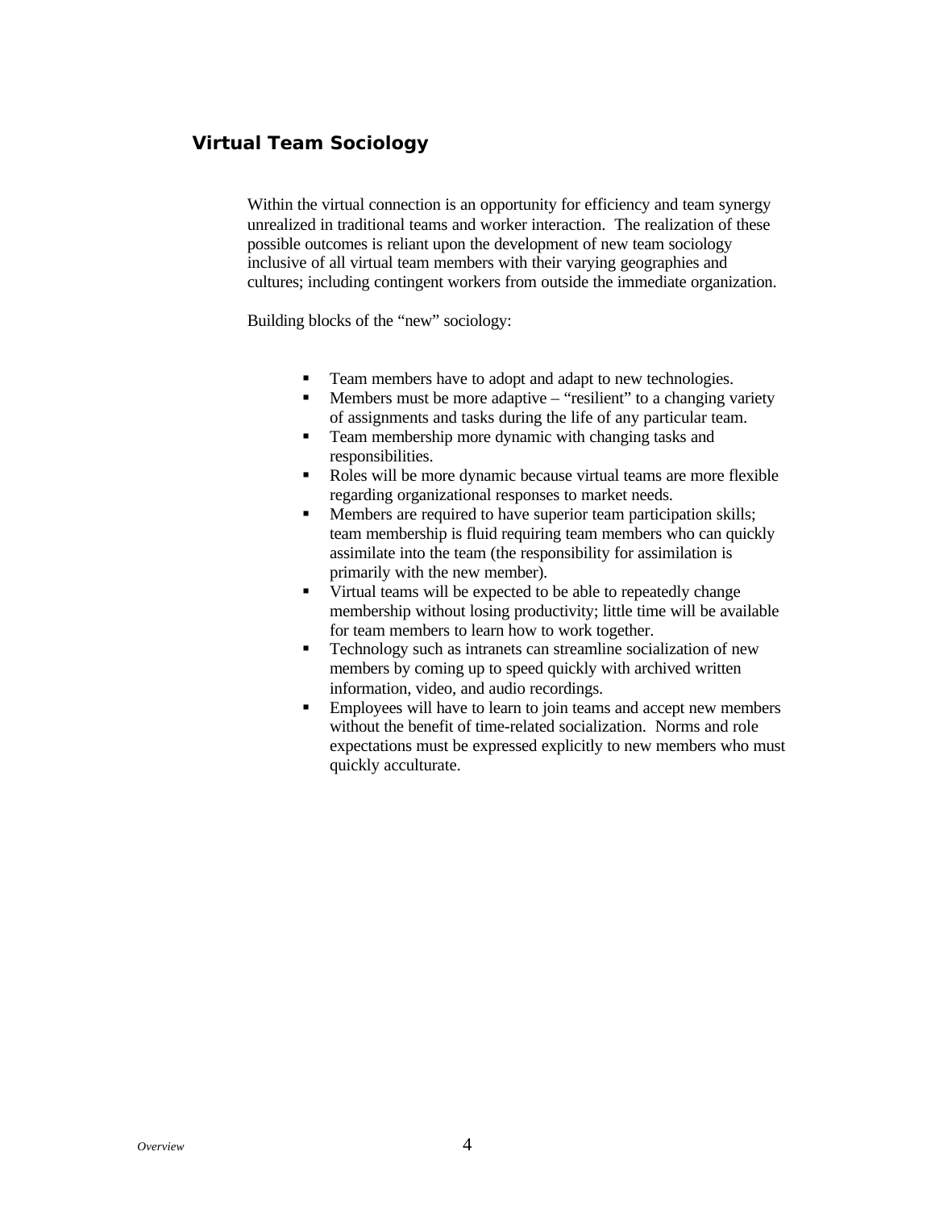## Virtual Team Sociology

Within the virtual connection is an opportunity for efficiency and team synergy unrealized in traditional teams and worker interaction. The realization of these possible outcomes is reliant upon the development of new team sociology inclusive of all virtual team members with their varying geographies and cultures; including contingent workers from outside the immediate organization.

Building blocks of the "new" sociology:

- Team members have to adopt and adapt to new technologies.
- Members must be more adaptive – "resilient" to a changing variety of assignments and tasks during the life of any particular team.
- Team membership more dynamic with changing tasks and responsibilities.
- Roles will be more dynamic because virtual teams are more flexible regarding organizational responses to market needs.
- Members are required to have superior team participation skills; team membership is fluid requiring team members who can quickly assimilate into the team (the responsibility for assimilation is primarily with the new member).
- Virtual teams will be expected to be able to repeatedly change membership without losing productivity; little time will be available for team members to learn how to work together.
- Technology such as intranets can streamline socialization of new members by coming up to speed quickly with archived written information, video, and audio recordings.
- Employees will have to learn to join teams and accept new members without the benefit of time-related socialization. Norms and role expectations must be expressed explicitly to new members who must quickly acculturate.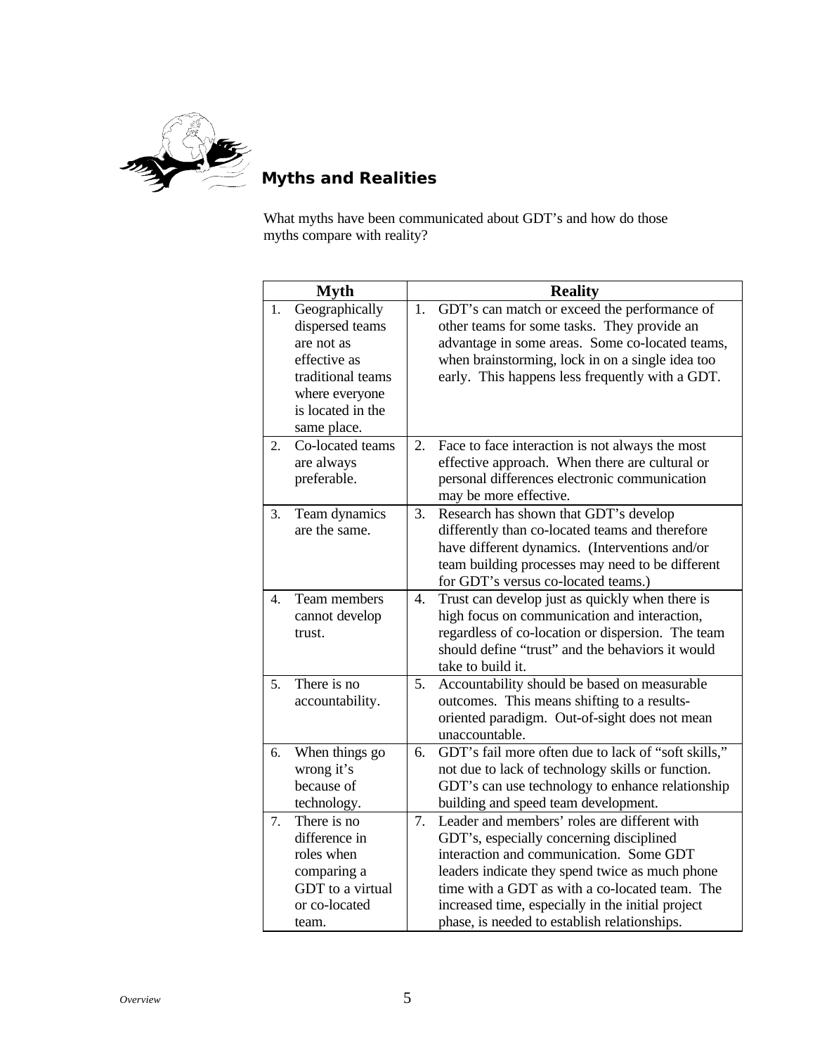## Myths and Realities

What myths have been communicated about GDT's and how do those myths compare with reality?

| Myth | Reality |
|---|---|
| 1. Geographically dispersed teams are not as effective as traditional teams where everyone is located in the same place. | 1. GDT's can match or exceed the performance of other teams for some tasks. They provide an advantage in some areas. Some co-located teams, when brainstorming, lock in on a single idea too early. This happens less frequently with a GDT. |
| 2. Co-located teams are always preferable. | 2. Face to face interaction is not always the most effective approach. When there are cultural or personal differences electronic communication may be more effective. |
| 3. Team dynamics are the same. | 3. Research has shown that GDT's develop differently than co-located teams and therefore have different dynamics. (Interventions and/or team building processes may need to be different for GDT's versus co-located teams.) |
| 4. Team members cannot develop trust. | 4. Trust can develop just as quickly when there is high focus on communication and interaction, regardless of co-location or dispersion. The team should define "trust" and the behaviors it would take to build it. |
| 5. There is no accountability. | 5. Accountability should be based on measurable outcomes. This means shifting to a results-oriented paradigm. Out-of-sight does not mean unaccountable. |
| 6. When things go wrong it's because of technology. | 6. GDT's fail more often due to lack of "soft skills," not due to lack of technology skills or function. GDT's can use technology to enhance relationship building and speed team development. |
| 7. There is no difference in roles when comparing a GDT to a virtual or co-located team. | 7. Leader and members' roles are different with GDT's, especially concerning disciplined interaction and communication. Some GDT leaders indicate they spend twice as much phone time with a GDT as with a co-located team. The increased time, especially in the initial project phase, is needed to establish relationships. |